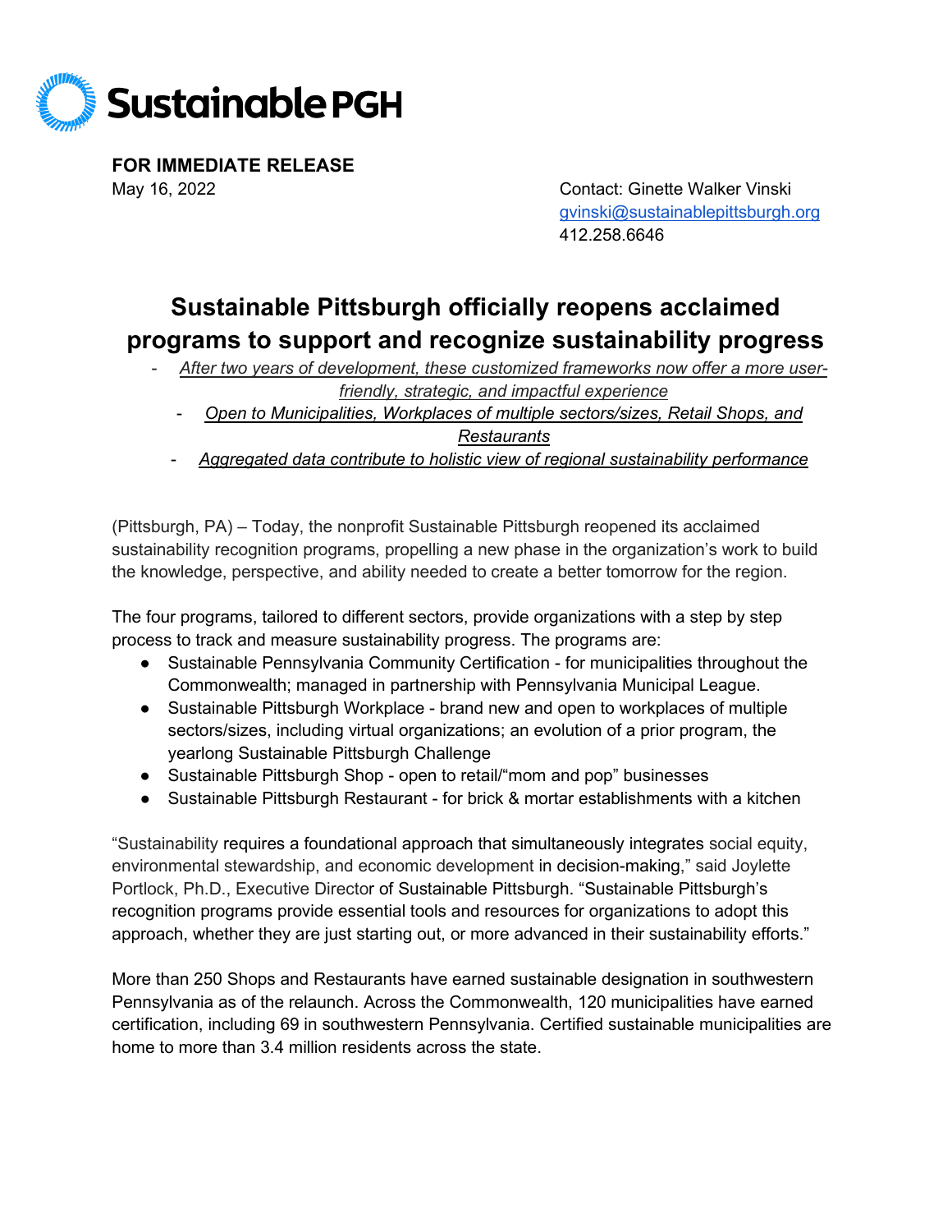Sustainable PGH

**FOR IMMEDIATE RELEASE**

May 16, 2022

Contact: Ginette Walker Vinski
gvinski@sustainablepittsburgh.org
412.258.6646

# Sustainable Pittsburgh officially reopens acclaimed programs to support and recognize sustainability progress

- *After two years of development, these customized frameworks now offer a more user-friendly, strategic, and impactful experience*
- *Open to Municipalities, Workplaces of multiple sectors/sizes, Retail Shops, and Restaurants*
- *Aggregated data contribute to holistic view of regional sustainability performance*

(Pittsburgh, PA) – Today, the nonprofit Sustainable Pittsburgh reopened its acclaimed sustainability recognition programs, propelling a new phase in the organization's work to build the knowledge, perspective, and ability needed to create a better tomorrow for the region.

The four programs, tailored to different sectors, provide organizations with a step by step process to track and measure sustainability progress. The programs are:

- Sustainable Pennsylvania Community Certification - for municipalities throughout the Commonwealth; managed in partnership with Pennsylvania Municipal League.
- Sustainable Pittsburgh Workplace - brand new and open to workplaces of multiple sectors/sizes, including virtual organizations; an evolution of a prior program, the yearlong Sustainable Pittsburgh Challenge
- Sustainable Pittsburgh Shop - open to retail/"mom and pop" businesses
- Sustainable Pittsburgh Restaurant - for brick & mortar establishments with a kitchen

"Sustainability requires a foundational approach that simultaneously integrates social equity, environmental stewardship, and economic development in decision-making," said Joylette Portlock, Ph.D., Executive Director of Sustainable Pittsburgh. "Sustainable Pittsburgh's recognition programs provide essential tools and resources for organizations to adopt this approach, whether they are just starting out, or more advanced in their sustainability efforts."

More than 250 Shops and Restaurants have earned sustainable designation in southwestern Pennsylvania as of the relaunch. Across the Commonwealth, 120 municipalities have earned certification, including 69 in southwestern Pennsylvania. Certified sustainable municipalities are home to more than 3.4 million residents across the state.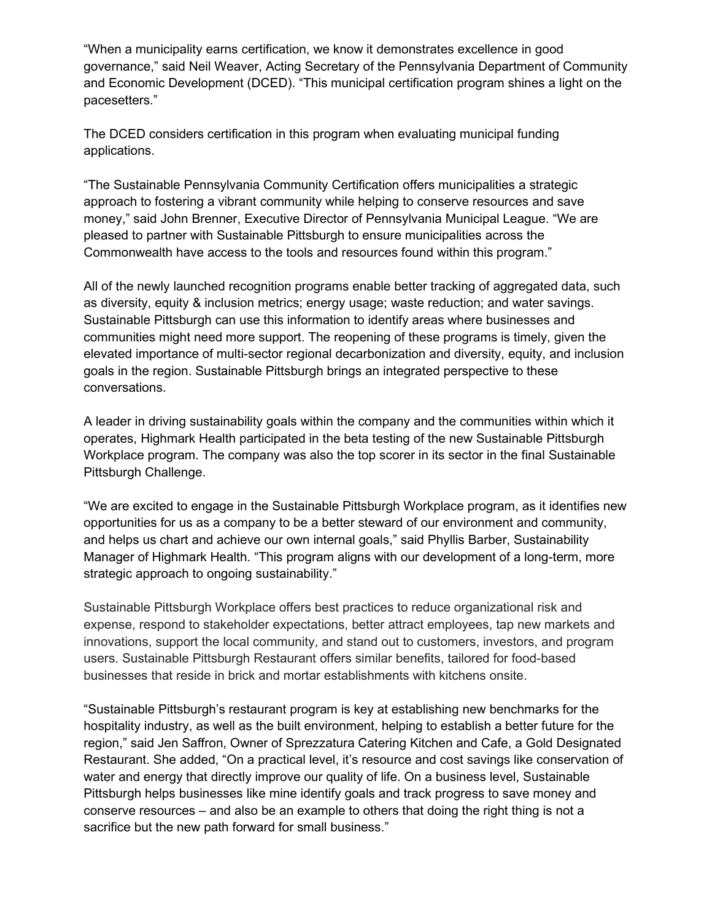"When a municipality earns certification, we know it demonstrates excellence in good governance," said Neil Weaver, Acting Secretary of the Pennsylvania Department of Community and Economic Development (DCED). "This municipal certification program shines a light on the pacesetters."

The DCED considers certification in this program when evaluating municipal funding applications.

"The Sustainable Pennsylvania Community Certification offers municipalities a strategic approach to fostering a vibrant community while helping to conserve resources and save money," said John Brenner, Executive Director of Pennsylvania Municipal League. "We are pleased to partner with Sustainable Pittsburgh to ensure municipalities across the Commonwealth have access to the tools and resources found within this program."

All of the newly launched recognition programs enable better tracking of aggregated data, such as diversity, equity & inclusion metrics; energy usage; waste reduction; and water savings. Sustainable Pittsburgh can use this information to identify areas where businesses and communities might need more support. The reopening of these programs is timely, given the elevated importance of multi-sector regional decarbonization and diversity, equity, and inclusion goals in the region. Sustainable Pittsburgh brings an integrated perspective to these conversations.

A leader in driving sustainability goals within the company and the communities within which it operates, Highmark Health participated in the beta testing of the new Sustainable Pittsburgh Workplace program. The company was also the top scorer in its sector in the final Sustainable Pittsburgh Challenge.

"We are excited to engage in the Sustainable Pittsburgh Workplace program, as it identifies new opportunities for us as a company to be a better steward of our environment and community, and helps us chart and achieve our own internal goals," said Phyllis Barber, Sustainability Manager of Highmark Health. "This program aligns with our development of a long-term, more strategic approach to ongoing sustainability."

Sustainable Pittsburgh Workplace offers best practices to reduce organizational risk and expense, respond to stakeholder expectations, better attract employees, tap new markets and innovations, support the local community, and stand out to customers, investors, and program users. Sustainable Pittsburgh Restaurant offers similar benefits, tailored for food-based businesses that reside in brick and mortar establishments with kitchens onsite.

"Sustainable Pittsburgh's restaurant program is key at establishing new benchmarks for the hospitality industry, as well as the built environment, helping to establish a better future for the region," said Jen Saffron, Owner of Sprezzatura Catering Kitchen and Cafe, a Gold Designated Restaurant. She added, "On a practical level, it's resource and cost savings like conservation of water and energy that directly improve our quality of life. On a business level, Sustainable Pittsburgh helps businesses like mine identify goals and track progress to save money and conserve resources – and also be an example to others that doing the right thing is not a sacrifice but the new path forward for small business."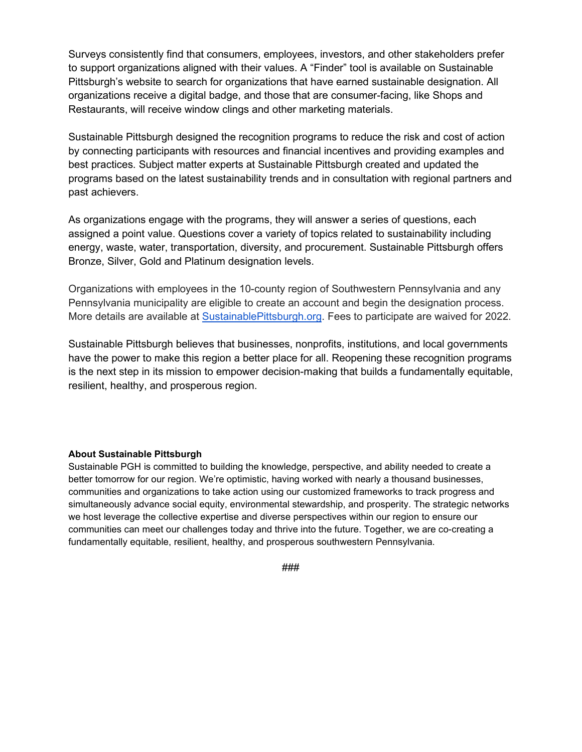Surveys consistently find that consumers, employees, investors, and other stakeholders prefer to support organizations aligned with their values. A "Finder" tool is available on Sustainable Pittsburgh's website to search for organizations that have earned sustainable designation. All organizations receive a digital badge, and those that are consumer-facing, like Shops and Restaurants, will receive window clings and other marketing materials.

Sustainable Pittsburgh designed the recognition programs to reduce the risk and cost of action by connecting participants with resources and financial incentives and providing examples and best practices. Subject matter experts at Sustainable Pittsburgh created and updated the programs based on the latest sustainability trends and in consultation with regional partners and past achievers.

As organizations engage with the programs, they will answer a series of questions, each assigned a point value. Questions cover a variety of topics related to sustainability including energy, waste, water, transportation, diversity, and procurement. Sustainable Pittsburgh offers Bronze, Silver, Gold and Platinum designation levels.

Organizations with employees in the 10-county region of Southwestern Pennsylvania and any Pennsylvania municipality are eligible to create an account and begin the designation process. More details are available at [SustainablePittsburgh.org](https://SustainablePittsburgh.org). Fees to participate are waived for 2022.

Sustainable Pittsburgh believes that businesses, nonprofits, institutions, and local governments have the power to make this region a better place for all. Reopening these recognition programs is the next step in its mission to empower decision-making that builds a fundamentally equitable, resilient, healthy, and prosperous region.

**About Sustainable Pittsburgh**

Sustainable PGH is committed to building the knowledge, perspective, and ability needed to create a better tomorrow for our region. We're optimistic, having worked with nearly a thousand businesses, communities and organizations to take action using our customized frameworks to track progress and simultaneously advance social equity, environmental stewardship, and prosperity. The strategic networks we host leverage the collective expertise and diverse perspectives within our region to ensure our communities can meet our challenges today and thrive into the future. Together, we are co-creating a fundamentally equitable, resilient, healthy, and prosperous southwestern Pennsylvania.

###